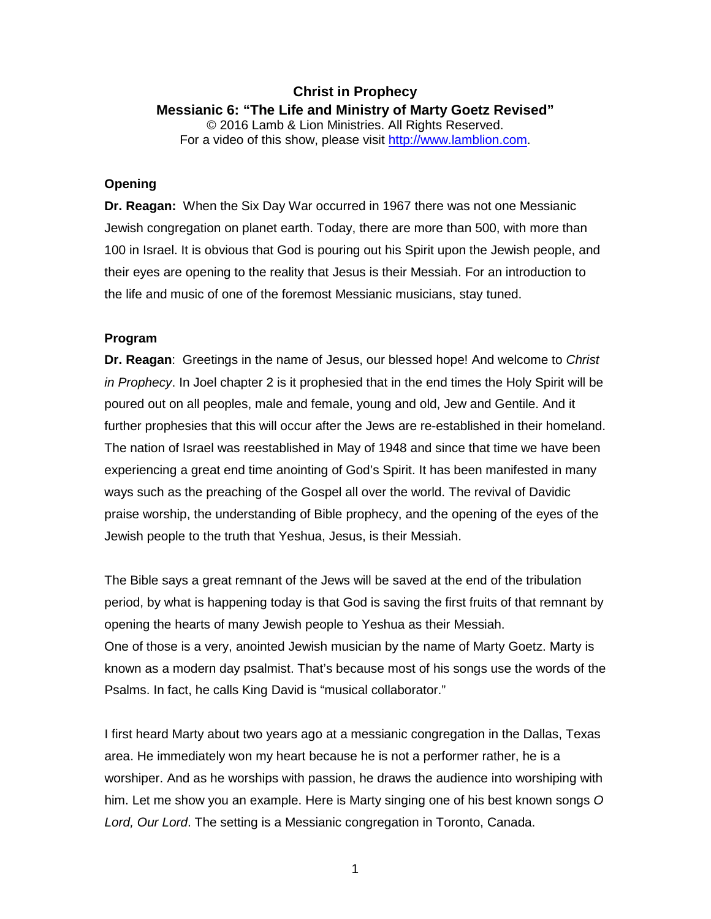# Christ in Prophecy

## Messianic 6: "The Life and Ministry of Marty Goetz Revised"

© 2016 Lamb & Lion Ministries. All Rights Reserved.
For a video of this show, please visit http://www.lamblion.com.

### Opening

**Dr. Reagan:** When the Six Day War occurred in 1967 there was not one Messianic Jewish congregation on planet earth. Today, there are more than 500, with more than 100 in Israel. It is obvious that God is pouring out his Spirit upon the Jewish people, and their eyes are opening to the reality that Jesus is their Messiah. For an introduction to the life and music of one of the foremost Messianic musicians, stay tuned.

### Program

**Dr. Reagan**: Greetings in the name of Jesus, our blessed hope! And welcome to *Christ in Prophecy*. In Joel chapter 2 is it prophesied that in the end times the Holy Spirit will be poured out on all peoples, male and female, young and old, Jew and Gentile. And it further prophesies that this will occur after the Jews are re-established in their homeland. The nation of Israel was reestablished in May of 1948 and since that time we have been experiencing a great end time anointing of God's Spirit. It has been manifested in many ways such as the preaching of the Gospel all over the world. The revival of Davidic praise worship, the understanding of Bible prophecy, and the opening of the eyes of the Jewish people to the truth that Yeshua, Jesus, is their Messiah.

The Bible says a great remnant of the Jews will be saved at the end of the tribulation period, by what is happening today is that God is saving the first fruits of that remnant by opening the hearts of many Jewish people to Yeshua as their Messiah.
One of those is a very, anointed Jewish musician by the name of Marty Goetz. Marty is known as a modern day psalmist. That's because most of his songs use the words of the Psalms. In fact, he calls King David is "musical collaborator."

I first heard Marty about two years ago at a messianic congregation in the Dallas, Texas area. He immediately won my heart because he is not a performer rather, he is a worshiper. And as he worships with passion, he draws the audience into worshiping with him. Let me show you an example. Here is Marty singing one of his best known songs *O Lord, Our Lord*. The setting is a Messianic congregation in Toronto, Canada.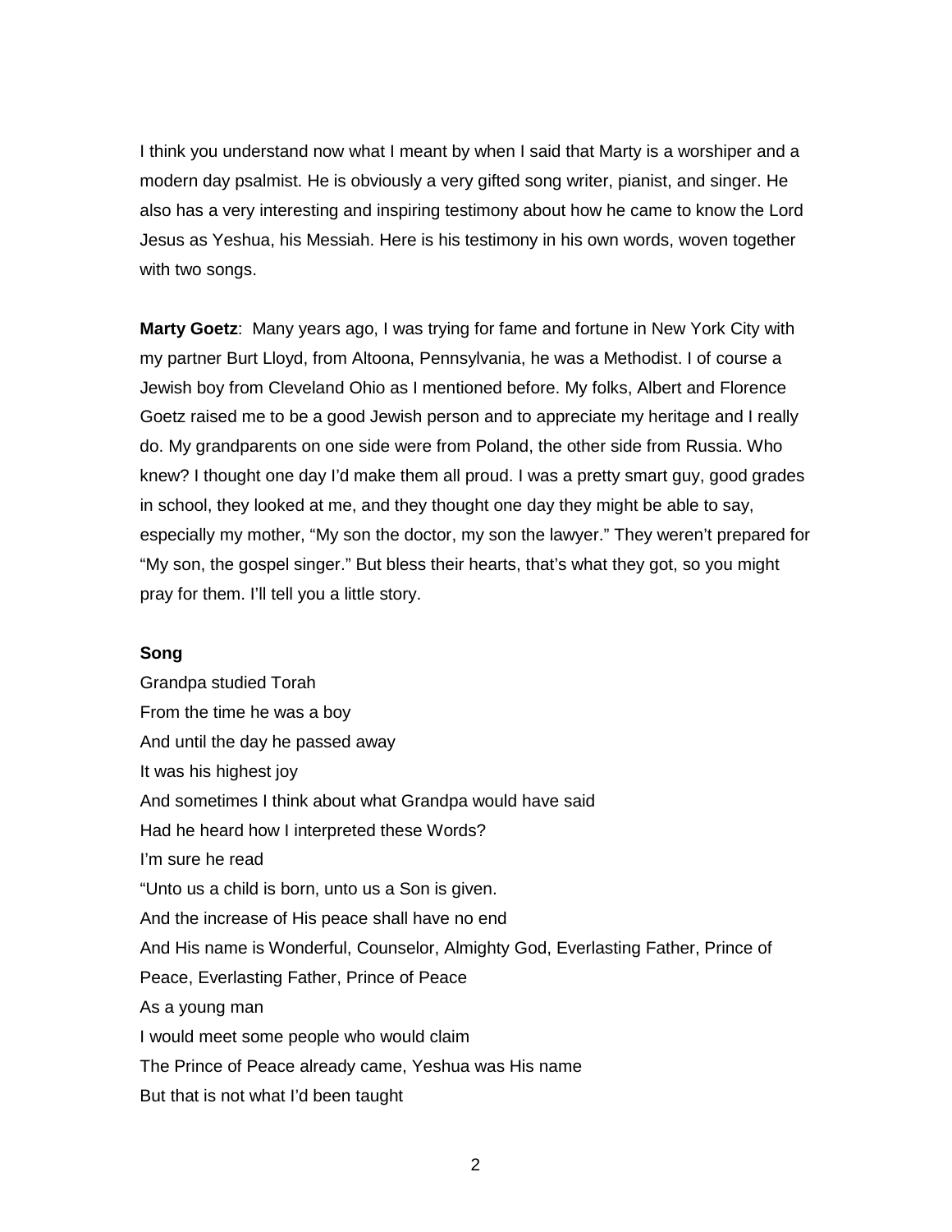I think you understand now what I meant by when I said that Marty is a worshiper and a modern day psalmist. He is obviously a very gifted song writer, pianist, and singer. He also has a very interesting and inspiring testimony about how he came to know the Lord Jesus as Yeshua, his Messiah. Here is his testimony in his own words, woven together with two songs.

**Marty Goetz**: Many years ago, I was trying for fame and fortune in New York City with my partner Burt Lloyd, from Altoona, Pennsylvania, he was a Methodist. I of course a Jewish boy from Cleveland Ohio as I mentioned before. My folks, Albert and Florence Goetz raised me to be a good Jewish person and to appreciate my heritage and I really do. My grandparents on one side were from Poland, the other side from Russia. Who knew? I thought one day I'd make them all proud. I was a pretty smart guy, good grades in school, they looked at me, and they thought one day they might be able to say, especially my mother, "My son the doctor, my son the lawyer." They weren't prepared for "My son, the gospel singer." But bless their hearts, that's what they got, so you might pray for them. I'll tell you a little story.

**Song**

Grandpa studied Torah
From the time he was a boy
And until the day he passed away
It was his highest joy
And sometimes I think about what Grandpa would have said
Had he heard how I interpreted these Words?
I'm sure he read
"Unto us a child is born, unto us a Son is given.
And the increase of His peace shall have no end
And His name is Wonderful, Counselor, Almighty God, Everlasting Father, Prince of Peace, Everlasting Father, Prince of Peace
As a young man
I would meet some people who would claim
The Prince of Peace already came, Yeshua was His name
But that is not what I'd been taught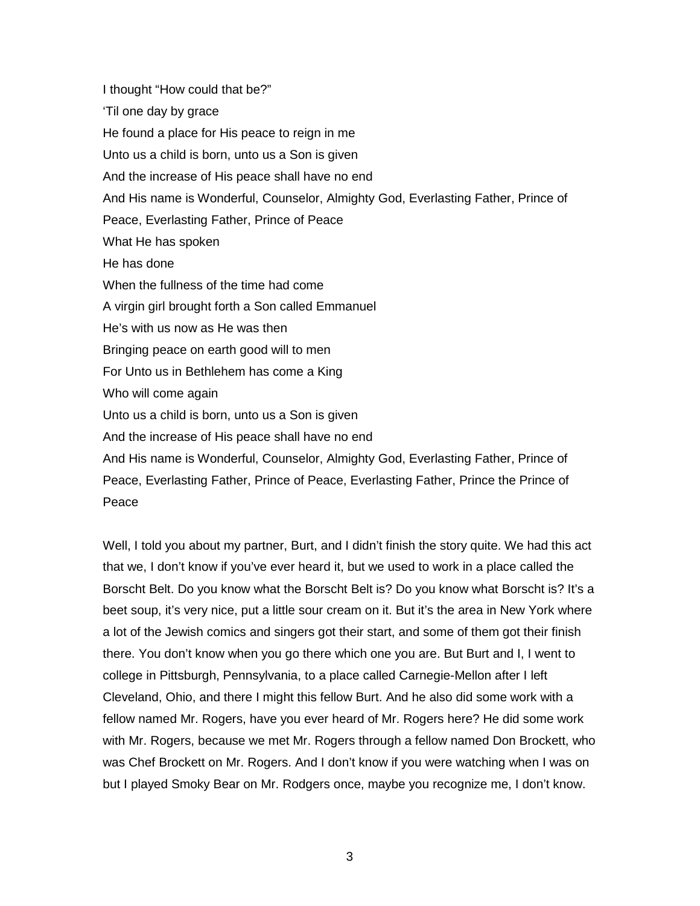I thought "How could that be?"

'Til one day by grace

He found a place for His peace to reign in me

Unto us a child is born, unto us a Son is given

And the increase of His peace shall have no end

And His name is Wonderful, Counselor, Almighty God, Everlasting Father, Prince of Peace, Everlasting Father, Prince of Peace

What He has spoken

He has done

When the fullness of the time had come

A virgin girl brought forth a Son called Emmanuel

He's with us now as He was then

Bringing peace on earth good will to men

For Unto us in Bethlehem has come a King

Who will come again

Unto us a child is born, unto us a Son is given

And the increase of His peace shall have no end

And His name is Wonderful, Counselor, Almighty God, Everlasting Father, Prince of Peace, Everlasting Father, Prince of Peace, Everlasting Father, Prince the Prince of Peace

Well, I told you about my partner, Burt, and I didn't finish the story quite. We had this act that we, I don't know if you've ever heard it, but we used to work in a place called the Borscht Belt. Do you know what the Borscht Belt is? Do you know what Borscht is? It's a beet soup, it's very nice, put a little sour cream on it. But it's the area in New York where a lot of the Jewish comics and singers got their start, and some of them got their finish there. You don't know when you go there which one you are. But Burt and I, I went to college in Pittsburgh, Pennsylvania, to a place called Carnegie-Mellon after I left Cleveland, Ohio, and there I might this fellow Burt. And he also did some work with a fellow named Mr. Rogers, have you ever heard of Mr. Rogers here? He did some work with Mr. Rogers, because we met Mr. Rogers through a fellow named Don Brockett, who was Chef Brockett on Mr. Rogers. And I don't know if you were watching when I was on but I played Smoky Bear on Mr. Rodgers once, maybe you recognize me, I don't know.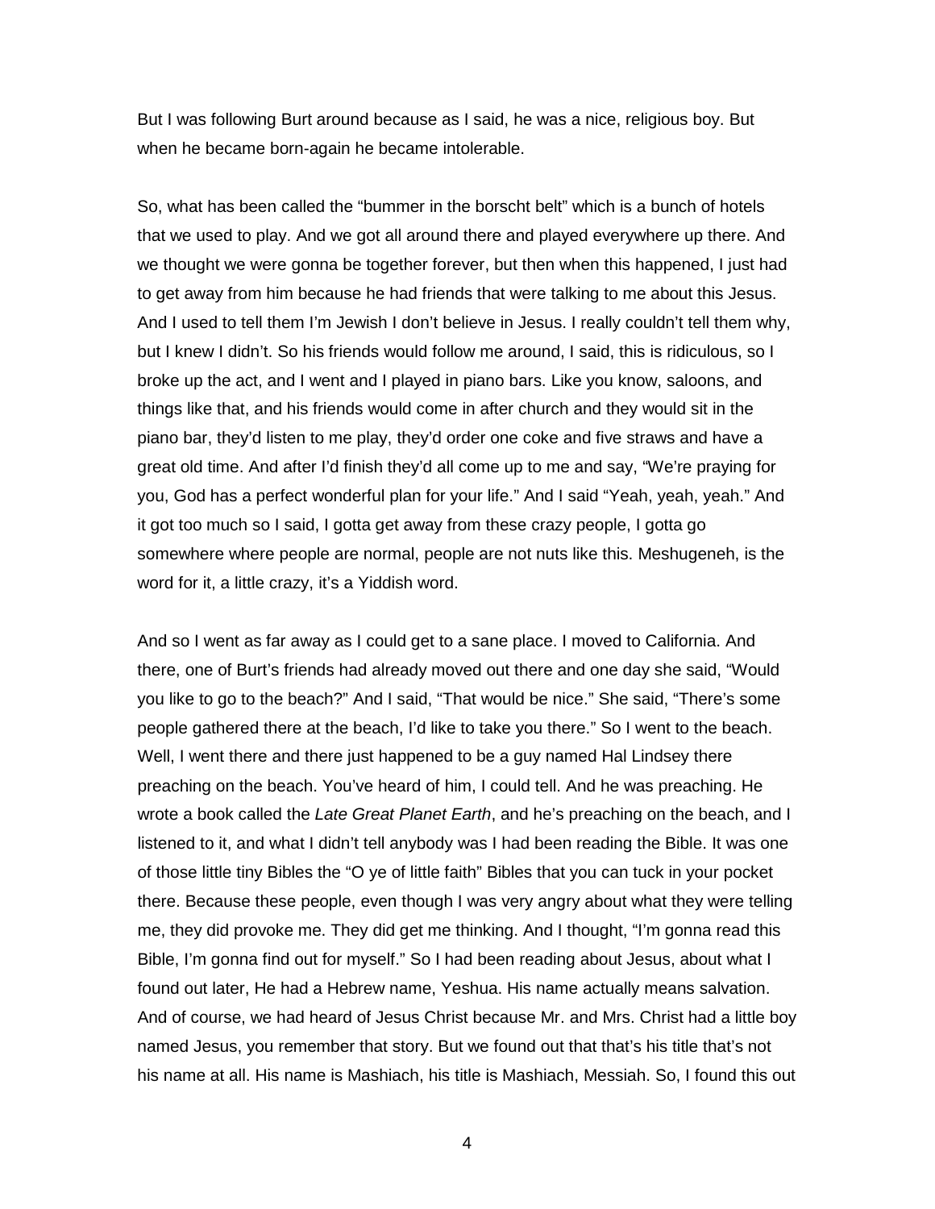But I was following Burt around because as I said, he was a nice, religious boy. But when he became born-again he became intolerable.

So, what has been called the “bummer in the borscht belt” which is a bunch of hotels that we used to play. And we got all around there and played everywhere up there. And we thought we were gonna be together forever, but then when this happened, I just had to get away from him because he had friends that were talking to me about this Jesus. And I used to tell them I’m Jewish I don’t believe in Jesus. I really couldn’t tell them why, but I knew I didn’t. So his friends would follow me around, I said, this is ridiculous, so I broke up the act, and I went and I played in piano bars. Like you know, saloons, and things like that, and his friends would come in after church and they would sit in the piano bar, they’d listen to me play, they’d order one coke and five straws and have a great old time. And after I’d finish they’d all come up to me and say, “We’re praying for you, God has a perfect wonderful plan for your life.” And I said “Yeah, yeah, yeah.” And it got too much so I said, I gotta get away from these crazy people, I gotta go somewhere where people are normal, people are not nuts like this. Meshugeneh, is the word for it, a little crazy, it’s a Yiddish word.

And so I went as far away as I could get to a sane place. I moved to California. And there, one of Burt’s friends had already moved out there and one day she said, “Would you like to go to the beach?” And I said, “That would be nice.” She said, “There’s some people gathered there at the beach, I’d like to take you there.” So I went to the beach. Well, I went there and there just happened to be a guy named Hal Lindsey there preaching on the beach. You’ve heard of him, I could tell. And he was preaching. He wrote a book called the *Late Great Planet Earth*, and he’s preaching on the beach, and I listened to it, and what I didn’t tell anybody was I had been reading the Bible. It was one of those little tiny Bibles the “O ye of little faith” Bibles that you can tuck in your pocket there. Because these people, even though I was very angry about what they were telling me, they did provoke me. They did get me thinking. And I thought, “I’m gonna read this Bible, I’m gonna find out for myself.” So I had been reading about Jesus, about what I found out later, He had a Hebrew name, Yeshua. His name actually means salvation. And of course, we had heard of Jesus Christ because Mr. and Mrs. Christ had a little boy named Jesus, you remember that story. But we found out that that’s his title that’s not his name at all. His name is Mashiach, his title is Mashiach, Messiah. So, I found this out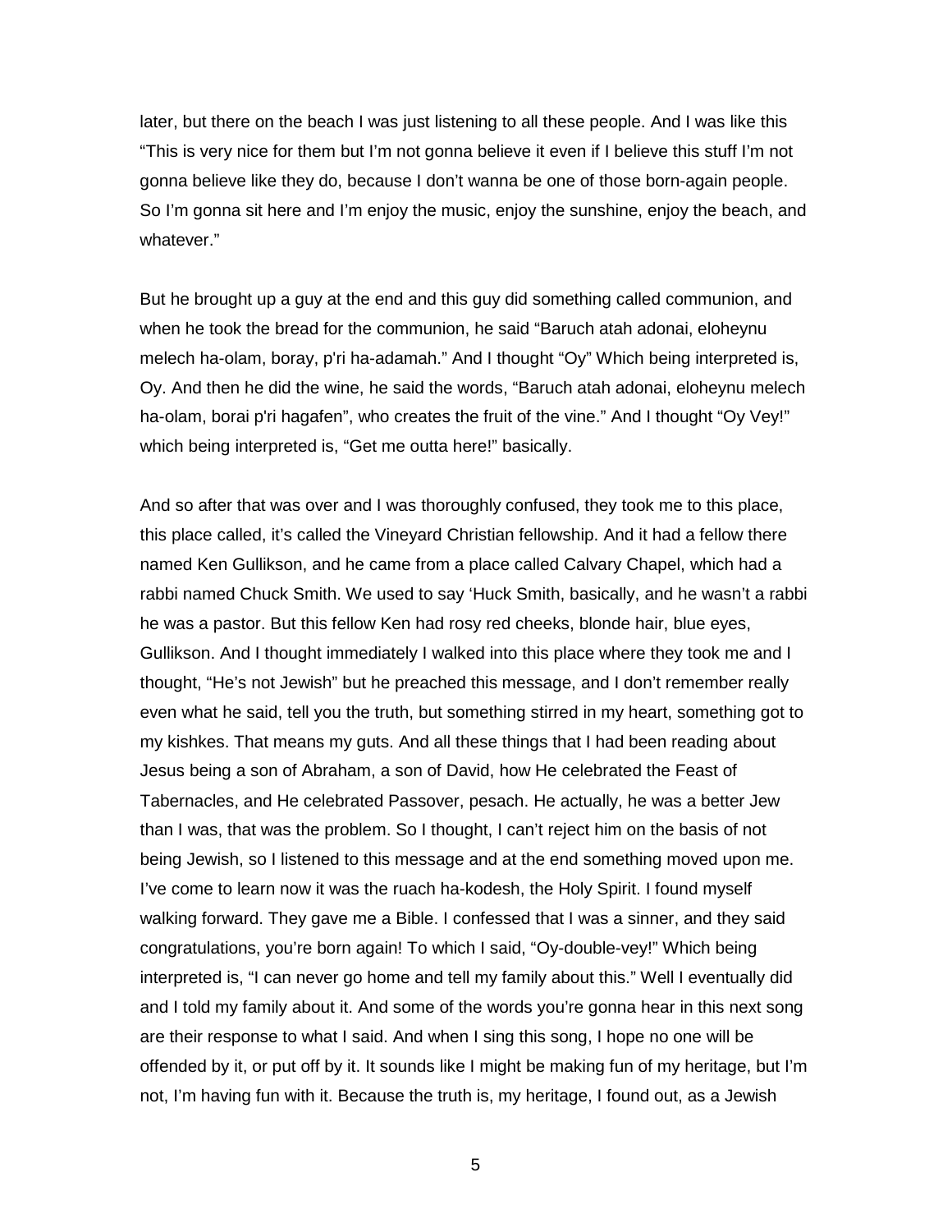later, but there on the beach I was just listening to all these people. And I was like this "This is very nice for them but I'm not gonna believe it even if I believe this stuff I'm not gonna believe like they do, because I don't wanna be one of those born-again people. So I'm gonna sit here and I'm enjoy the music, enjoy the sunshine, enjoy the beach, and whatever."

But he brought up a guy at the end and this guy did something called communion, and when he took the bread for the communion, he said "Baruch atah adonai, eloheynu melech ha-olam, boray, p'ri ha-adamah." And I thought "Oy" Which being interpreted is, Oy. And then he did the wine, he said the words, "Baruch atah adonai, eloheynu melech ha-olam, borai p'ri hagafen", who creates the fruit of the vine." And I thought "Oy Vey!" which being interpreted is, "Get me outta here!" basically.

And so after that was over and I was thoroughly confused, they took me to this place, this place called, it's called the Vineyard Christian fellowship. And it had a fellow there named Ken Gullikson, and he came from a place called Calvary Chapel, which had a rabbi named Chuck Smith. We used to say 'Huck Smith, basically, and he wasn't a rabbi he was a pastor. But this fellow Ken had rosy red cheeks, blonde hair, blue eyes, Gullikson. And I thought immediately I walked into this place where they took me and I thought, "He's not Jewish" but he preached this message, and I don't remember really even what he said, tell you the truth, but something stirred in my heart, something got to my kishkes. That means my guts. And all these things that I had been reading about Jesus being a son of Abraham, a son of David, how He celebrated the Feast of Tabernacles, and He celebrated Passover, pesach. He actually, he was a better Jew than I was, that was the problem. So I thought, I can't reject him on the basis of not being Jewish, so I listened to this message and at the end something moved upon me. I've come to learn now it was the ruach ha-kodesh, the Holy Spirit. I found myself walking forward. They gave me a Bible. I confessed that I was a sinner, and they said congratulations, you're born again! To which I said, "Oy-double-vey!" Which being interpreted is, "I can never go home and tell my family about this." Well I eventually did and I told my family about it. And some of the words you're gonna hear in this next song are their response to what I said. And when I sing this song, I hope no one will be offended by it, or put off by it. It sounds like I might be making fun of my heritage, but I'm not, I'm having fun with it. Because the truth is, my heritage, I found out, as a Jewish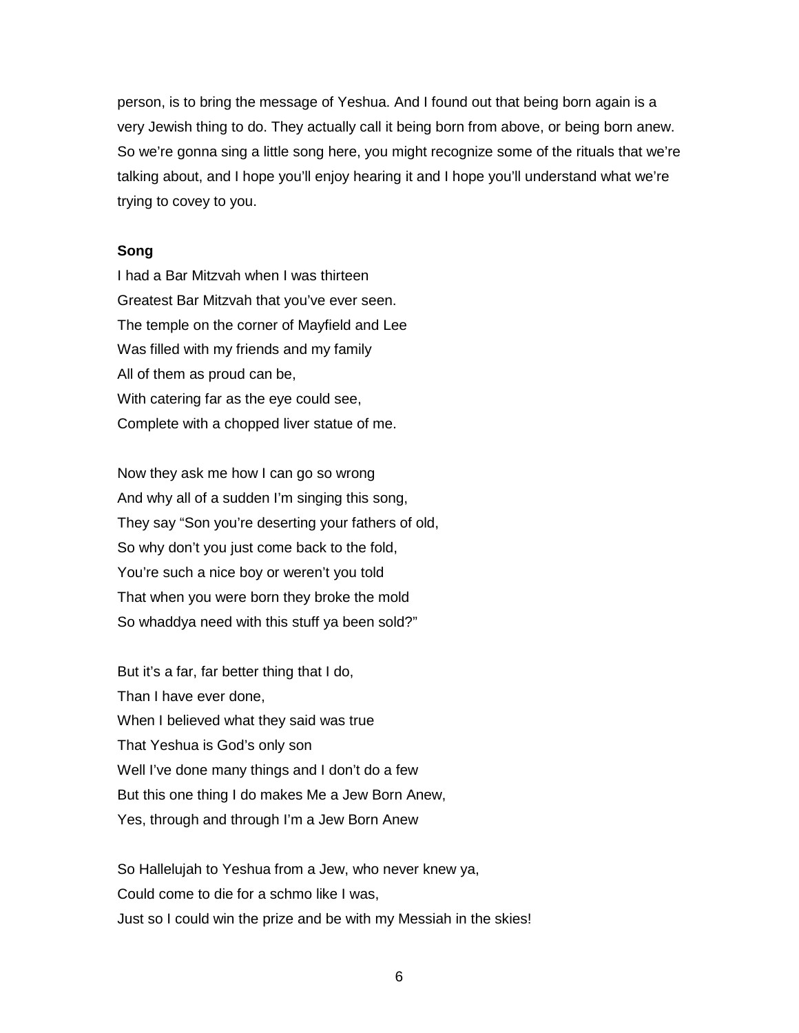person, is to bring the message of Yeshua. And I found out that being born again is a very Jewish thing to do. They actually call it being born from above, or being born anew. So we're gonna sing a little song here, you might recognize some of the rituals that we're talking about, and I hope you'll enjoy hearing it and I hope you'll understand what we're trying to covey to you.

**Song**

I had a Bar Mitzvah when I was thirteen
Greatest Bar Mitzvah that you've ever seen.
The temple on the corner of Mayfield and Lee
Was filled with my friends and my family
All of them as proud can be,
With catering far as the eye could see,
Complete with a chopped liver statue of me.

Now they ask me how I can go so wrong
And why all of a sudden I'm singing this song,
They say "Son you're deserting your fathers of old,
So why don't you just come back to the fold,
You're such a nice boy or weren't you told
That when you were born they broke the mold
So whaddya need with this stuff ya been sold?"

But it's a far, far better thing that I do,
Than I have ever done,
When I believed what they said was true
That Yeshua is God's only son
Well I've done many things and I don't do a few
But this one thing I do makes Me a Jew Born Anew,
Yes, through and through I'm a Jew Born Anew

So Hallelujah to Yeshua from a Jew, who never knew ya,
Could come to die for a schmo like I was,
Just so I could win the prize and be with my Messiah in the skies!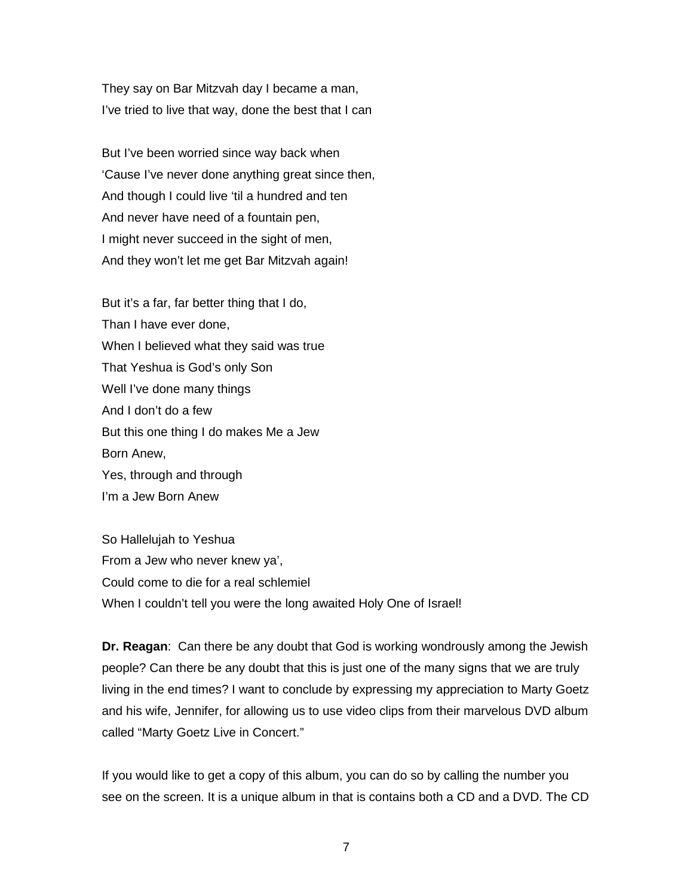They say on Bar Mitzvah day I became a man,  
I've tried to live that way, done the best that I can

But I've been worried since way back when  
'Cause I've never done anything great since then,  
And though I could live 'til a hundred and ten  
And never have need of a fountain pen,  
I might never succeed in the sight of men,  
And they won't let me get Bar Mitzvah again!

But it's a far, far better thing that I do,  
Than I have ever done,  
When I believed what they said was true  
That Yeshua is God's only Son  
Well I've done many things  
And I don't do a few  
But this one thing I do makes Me a Jew  
Born Anew,  
Yes, through and through  
I'm a Jew Born Anew

So Hallelujah to Yeshua  
From a Jew who never knew ya',  
Could come to die for a real schlemiel  
When I couldn't tell you were the long awaited Holy One of Israel!

**Dr. Reagan**: Can there be any doubt that God is working wondrously among the Jewish people? Can there be any doubt that this is just one of the many signs that we are truly living in the end times? I want to conclude by expressing my appreciation to Marty Goetz and his wife, Jennifer, for allowing us to use video clips from their marvelous DVD album called "Marty Goetz Live in Concert."

If you would like to get a copy of this album, you can do so by calling the number you see on the screen. It is a unique album in that is contains both a CD and a DVD. The CD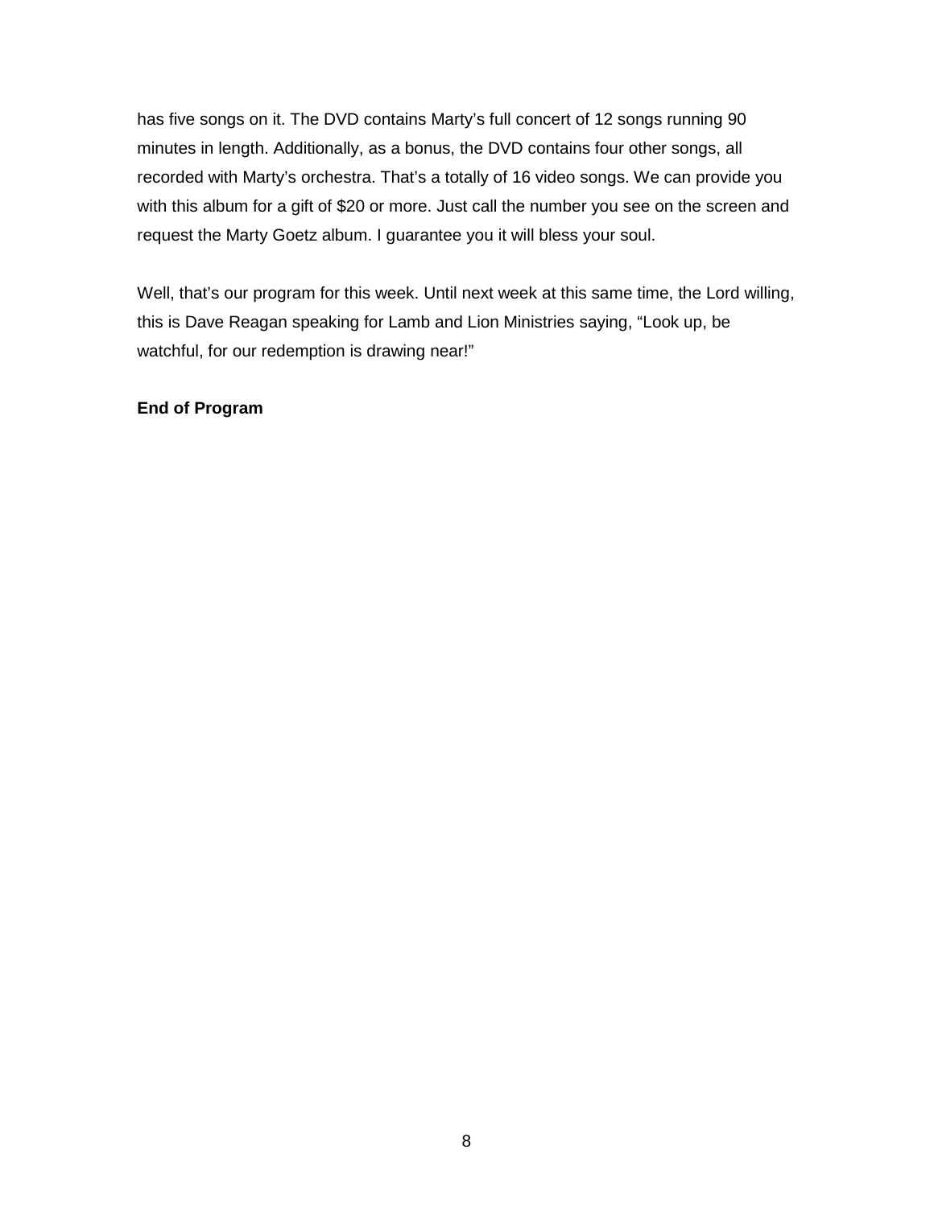has five songs on it. The DVD contains Marty's full concert of 12 songs running 90 minutes in length. Additionally, as a bonus, the DVD contains four other songs, all recorded with Marty's orchestra. That's a totally of 16 video songs. We can provide you with this album for a gift of $20 or more. Just call the number you see on the screen and request the Marty Goetz album. I guarantee you it will bless your soul.

Well, that's our program for this week. Until next week at this same time, the Lord willing, this is Dave Reagan speaking for Lamb and Lion Ministries saying, "Look up, be watchful, for our redemption is drawing near!"

**End of Program**